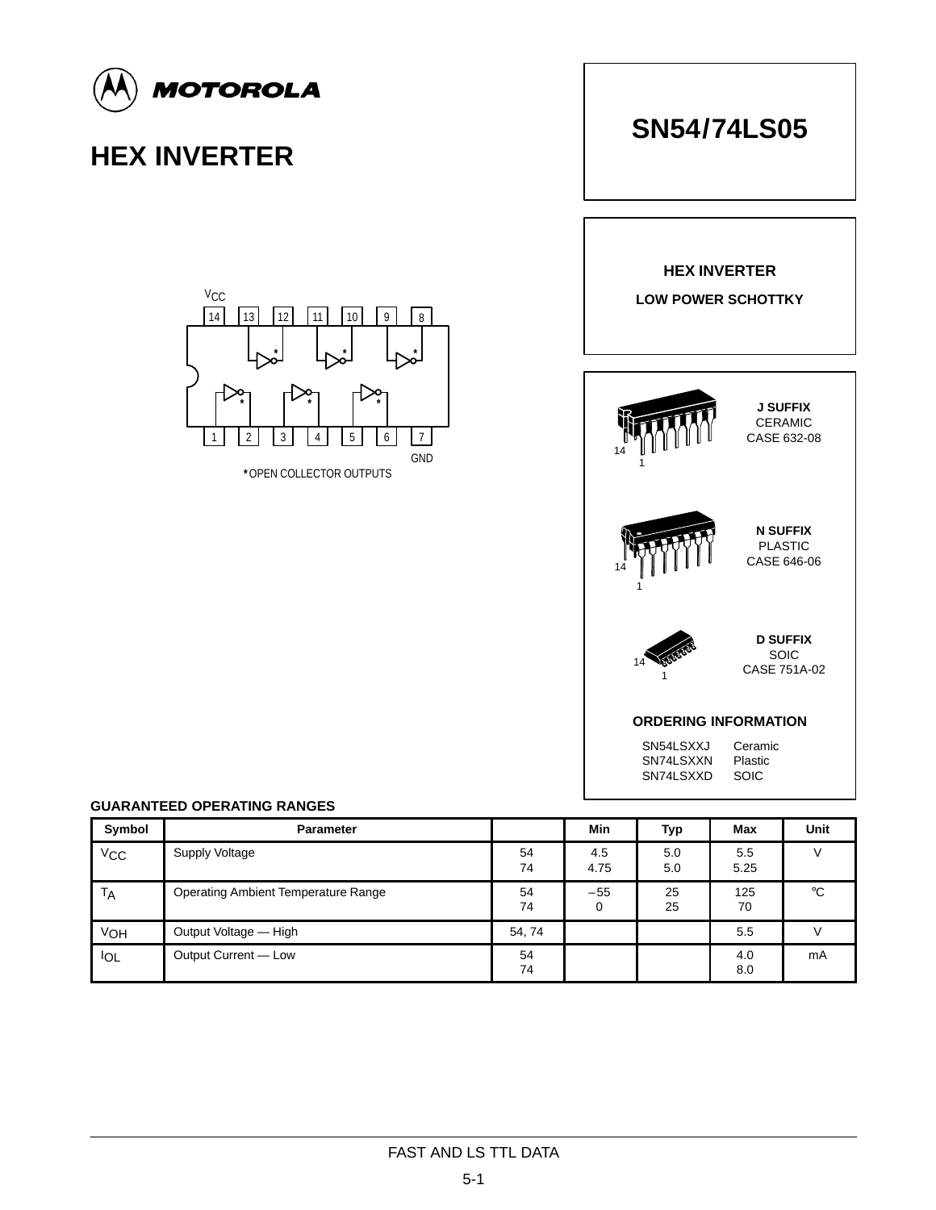# HEX INVERTER

# SN54/74LS05

**HEX INVERTER**

**LOW POWER SCHOTTKY**

$V_{CC}$ 14 13 12 11 10 9 8

1 2 3 4 5 6 7 GND

*OPEN COLLECTOR OUTPUTS

**J SUFFIX**
CERAMIC
CASE 632-08

**N SUFFIX**
PLASTIC
CASE 646-06

**D SUFFIX**
SOIC
CASE 751A-02

### ORDERING INFORMATION

| | |
|---|---|
| SN54LSXXJ | Ceramic |
| SN74LSXXN | Plastic |
| SN74LSXXD | SOIC |

### GUARANTEED OPERATING RANGES

| Symbol | Parameter | | Min | Typ | Max | Unit |
|---|---|---|---|---|---|---|
| $V_{CC}$ | Supply Voltage | 54<br>74 | 4.5<br>4.75 | 5.0<br>5.0 | 5.5<br>5.25 | V |
| $T_A$ | Operating Ambient Temperature Range | 54<br>74 | –55<br>0 | 25<br>25 | 125<br>70 | °C |
| $V_{OH}$ | Output Voltage — High | 54, 74 | | | 5.5 | V |
| $I_{OL}$ | Output Current — Low | 54<br>74 | | | 4.0<br>8.0 | mA |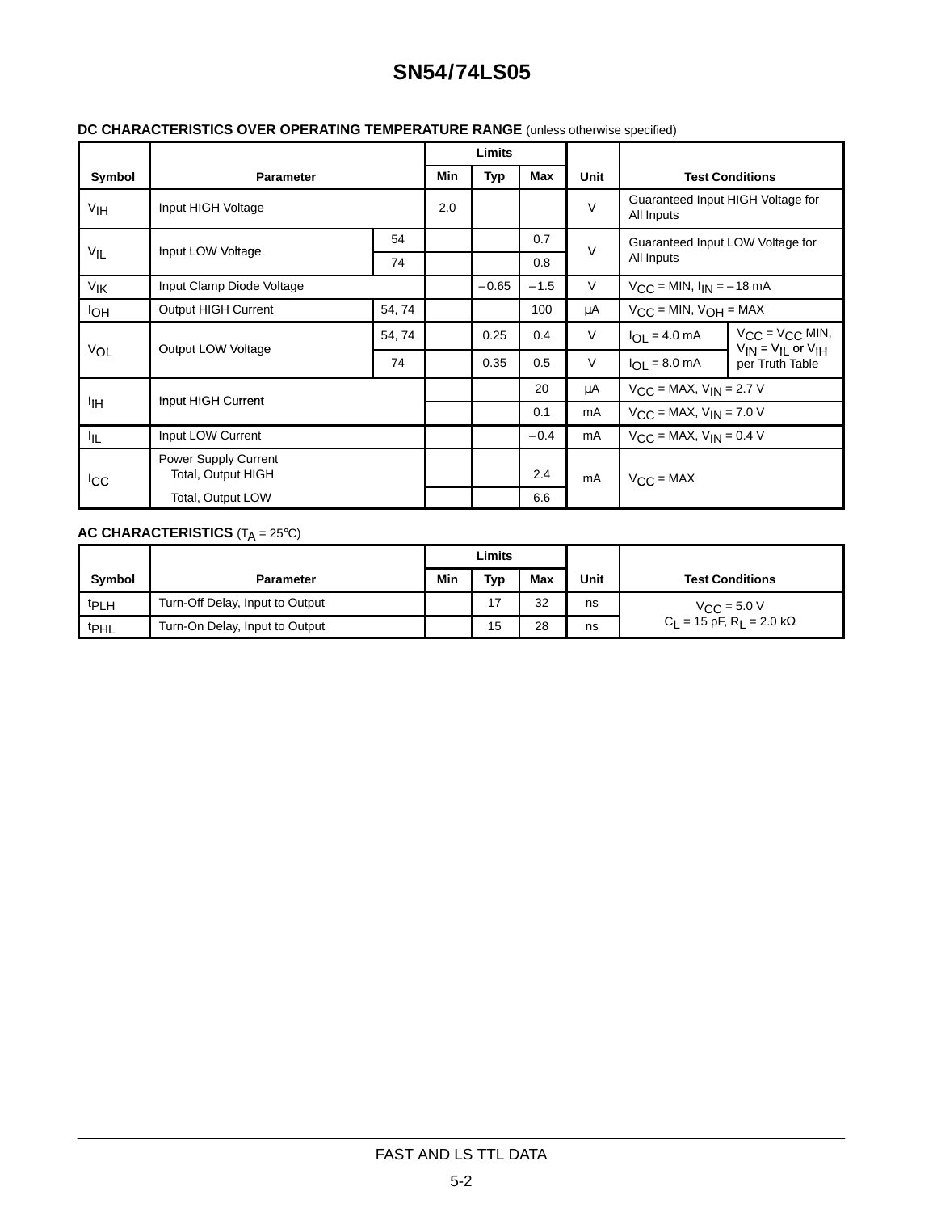# SN54/74LS05

**DC CHARACTERISTICS OVER OPERATING TEMPERATURE RANGE** (unless otherwise specified)

| Symbol | Parameter | | Limits Min | Limits Typ | Limits Max | Unit | Test Conditions | |
|---|---|---|---|---|---|---|---|---|
| $V_{IH}$ | Input HIGH Voltage | | 2.0 | | | V | Guaranteed Input HIGH Voltage for All Inputs | |
| $V_{IL}$ | Input LOW Voltage | 54 | | | 0.7 | V | Guaranteed Input LOW Voltage for All Inputs | |
| | | 74 | | | 0.8 | | | |
| $V_{IK}$ | Input Clamp Diode Voltage | | | −0.65 | −1.5 | V | $V_{CC}$ = MIN, $I_{IN}$ = −18 mA | |
| $I_{OH}$ | Output HIGH Current | 54, 74 | | | 100 | µA | $V_{CC}$ = MIN, $V_{OH}$ = MAX | |
| $V_{OL}$ | Output LOW Voltage | 54, 74 | | 0.25 | 0.4 | V | $I_{OL}$ = 4.0 mA | $V_{CC}$ = $V_{CC}$ MIN, $V_{IN}$ = $V_{IL}$ or $V_{IH}$ per Truth Table |
| | | 74 | | 0.35 | 0.5 | V | $I_{OL}$ = 8.0 mA | |
| $I_{IH}$ | Input HIGH Current | | | | 20 | µA | $V_{CC}$ = MAX, $V_{IN}$ = 2.7 V | |
| | | | | | 0.1 | mA | $V_{CC}$ = MAX, $V_{IN}$ = 7.0 V | |
| $I_{IL}$ | Input LOW Current | | | | −0.4 | mA | $V_{CC}$ = MAX, $V_{IN}$ = 0.4 V | |
| $I_{CC}$ | Power Supply Current Total, Output HIGH | | | | 2.4 | mA | $V_{CC}$ = MAX | |
| | Total, Output LOW | | | | 6.6 | | | |

**AC CHARACTERISTICS** ($T_A$ = 25°C)

| Symbol | Parameter | Limits Min | Limits Typ | Limits Max | Unit | Test Conditions |
|---|---|---|---|---|---|---|
| $t_{PLH}$ | Turn-Off Delay, Input to Output | | 17 | 32 | ns | $V_{CC}$ = 5.0 V, $C_L$ = 15 pF, $R_L$ = 2.0 kΩ |
| $t_{PHL}$ | Turn-On Delay, Input to Output | | 15 | 28 | ns | |